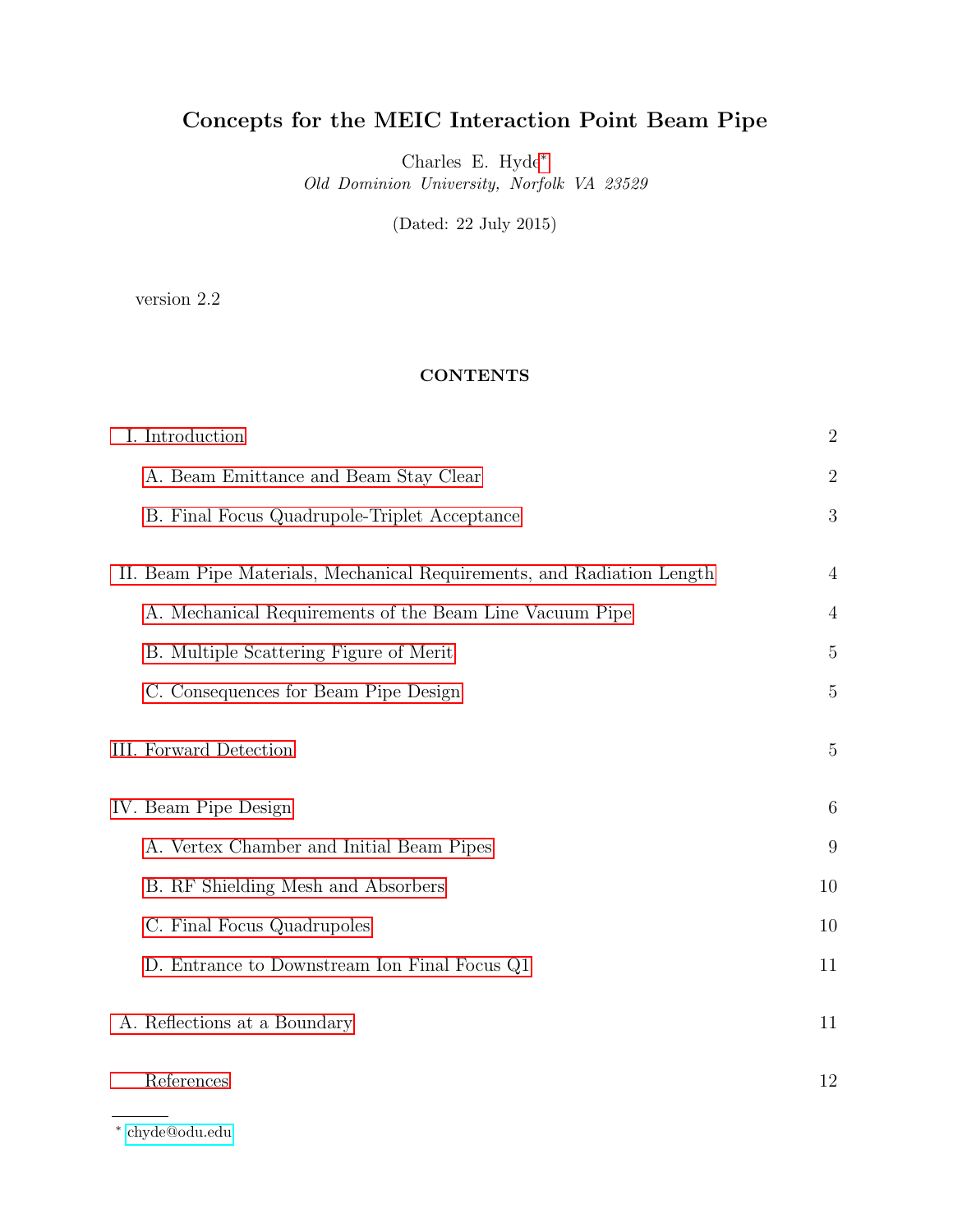# Concepts for the MEIC Interaction Point Beam Pipe

Charles E. Hyde*

*Old Dominion University, Norfolk VA 23529*

(Dated: 22 July 2015)

version 2.2

## CONTENTS

| | |
|---|---|
| I. Introduction | 2 |
| A. Beam Emittance and Beam Stay Clear | 2 |
| B. Final Focus Quadrupole-Triplet Acceptance | 3 |
| II. Beam Pipe Materials, Mechanical Requirements, and Radiation Length | 4 |
| A. Mechanical Requirements of the Beam Line Vacuum Pipe | 4 |
| B. Multiple Scattering Figure of Merit | 5 |
| C. Consequences for Beam Pipe Design | 5 |
| III. Forward Detection | 5 |
| IV. Beam Pipe Design | 6 |
| A. Vertex Chamber and Initial Beam Pipes | 9 |
| B. RF Shielding Mesh and Absorbers | 10 |
| C. Final Focus Quadrupoles | 10 |
| D. Entrance to Downstream Ion Final Focus Q1 | 11 |
| A. Reflections at a Boundary | 11 |
| References | 12 |

* chyde@odu.edu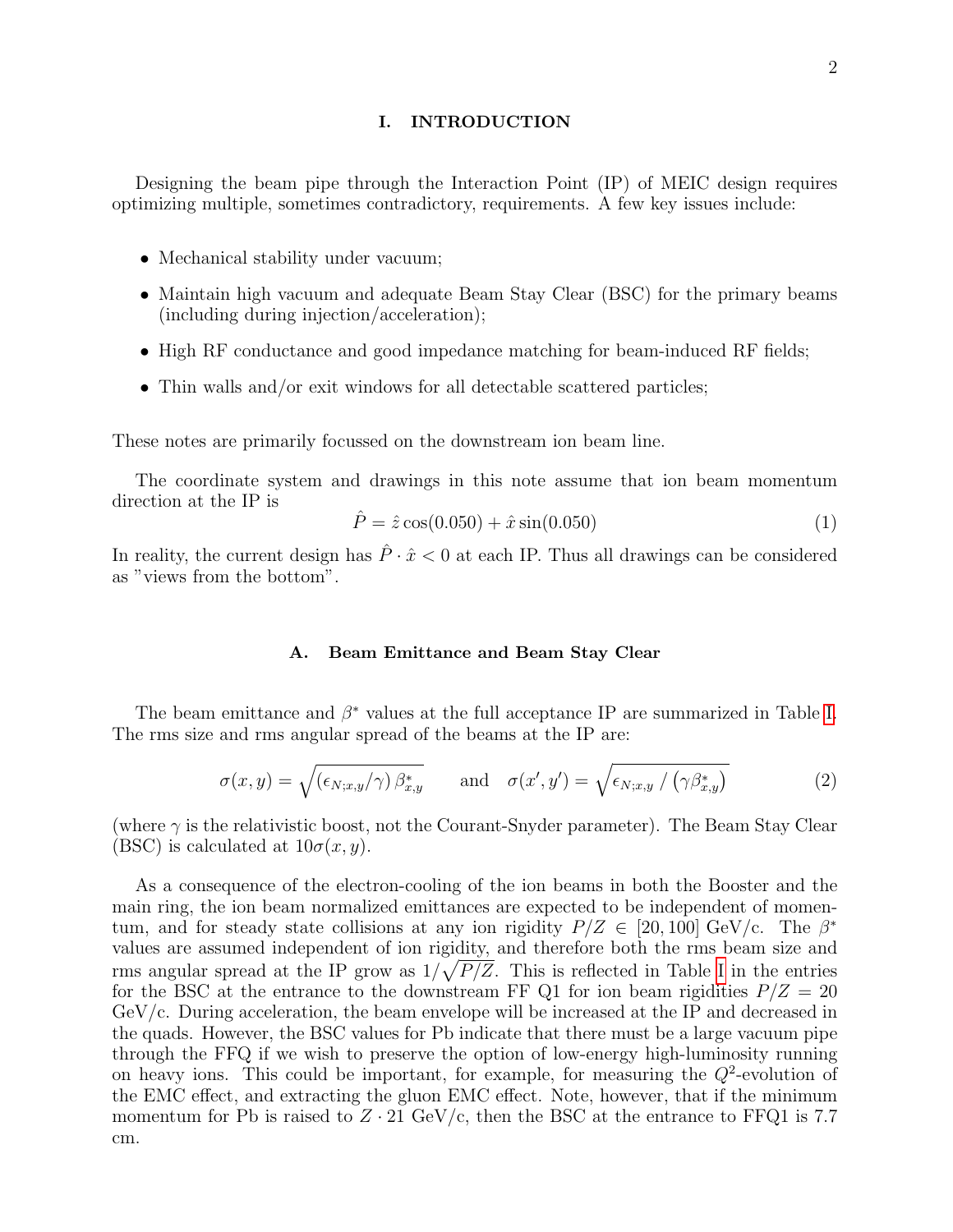## I. INTRODUCTION

Designing the beam pipe through the Interaction Point (IP) of MEIC design requires optimizing multiple, sometimes contradictory, requirements. A few key issues include:

- Mechanical stability under vacuum;
- Maintain high vacuum and adequate Beam Stay Clear (BSC) for the primary beams (including during injection/acceleration);
- High RF conductance and good impedance matching for beam-induced RF fields;
- Thin walls and/or exit windows for all detectable scattered particles;

These notes are primarily focussed on the downstream ion beam line.

The coordinate system and drawings in this note assume that ion beam momentum direction at the IP is

$$\hat{P} = \hat{z}\cos(0.050) + \hat{x}\sin(0.050) \tag{1}$$

In reality, the current design has $\hat{P} \cdot \hat{x} < 0$ at each IP. Thus all drawings can be considered as "views from the bottom".

### A. Beam Emittance and Beam Stay Clear

The beam emittance and $\beta^*$ values at the full acceptance IP are summarized in Table I. The rms size and rms angular spread of the beams at the IP are:

$$\sigma(x, y) = \sqrt{(\epsilon_{N;x,y}/\gamma)\,\beta^*_{x,y}} \qquad \text{and} \quad \sigma(x', y') = \sqrt{\epsilon_{N;x,y} \,/\, \left(\gamma\beta^*_{x,y}\right)} \tag{2}$$

(where $\gamma$ is the relativistic boost, not the Courant-Snyder parameter). The Beam Stay Clear (BSC) is calculated at $10\sigma(x, y)$.

As a consequence of the electron-cooling of the ion beams in both the Booster and the main ring, the ion beam normalized emittances are expected to be independent of momentum, and for steady state collisions at any ion rigidity $P/Z \in [20, 100]$ GeV/c. The $\beta^*$ values are assumed independent of ion rigidity, and therefore both the rms beam size and rms angular spread at the IP grow as $1/\sqrt{P/Z}$. This is reflected in Table I in the entries for the BSC at the entrance to the downstream FF Q1 for ion beam rigidities $P/Z = 20$ GeV/c. During acceleration, the beam envelope will be increased at the IP and decreased in the quads. However, the BSC values for Pb indicate that there must be a large vacuum pipe through the FFQ if we wish to preserve the option of low-energy high-luminosity running on heavy ions. This could be important, for example, for measuring the $Q^2$-evolution of the EMC effect, and extracting the gluon EMC effect. Note, however, that if the minimum momentum for Pb is raised to $Z \cdot 21$ GeV/c, then the BSC at the entrance to FFQ1 is 7.7 cm.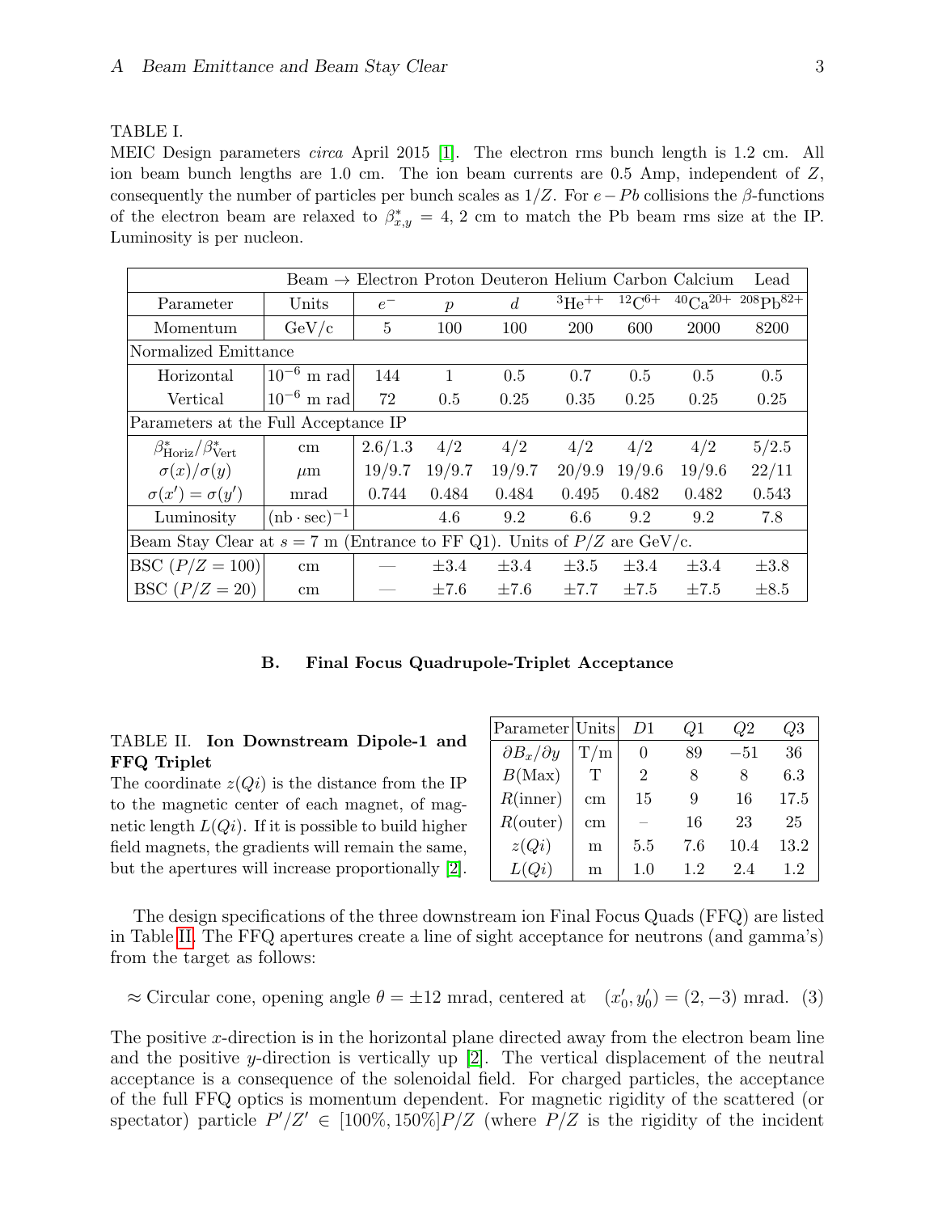TABLE I.
MEIC Design parameters *circa* April 2015 [1]. The electron rms bunch length is 1.2 cm. All ion beam bunch lengths are 1.0 cm. The ion beam currents are 0.5 Amp, independent of $Z$, consequently the number of particles per bunch scales as $1/Z$. For $e-Pb$ collisions the $\beta$-functions of the electron beam are relaxed to $\beta^*_{x,y} = 4, 2$ cm to match the Pb beam rms size at the IP. Luminosity is per nucleon.

| | Beam → | Electron | Proton | Deuteron | Helium | Carbon | Calcium | Lead |
|---|---|---|---|---|---|---|---|---|
| Parameter | Units | $e^-$ | $p$ | $d$ | $^3\mathrm{He}^{++}$ | $^{12}\mathrm{C}^{6+}$ | $^{40}\mathrm{Ca}^{20+}$ | $^{208}\mathrm{Pb}^{82+}$ |
| Momentum | GeV/c | 5 | 100 | 100 | 200 | 600 | 2000 | 8200 |
| Normalized Emittance | | | | | | | | |
| Horizontal | $10^{-6}$ m rad | 144 | 1 | 0.5 | 0.7 | 0.5 | 0.5 | 0.5 |
| Vertical | $10^{-6}$ m rad | 72 | 0.5 | 0.25 | 0.35 | 0.25 | 0.25 | 0.25 |
| Parameters at the Full Acceptance IP | | | | | | | | |
| $\beta^*_{\mathrm{Horiz}}/\beta^*_{\mathrm{Vert}}$ | cm | 2.6/1.3 | 4/2 | 4/2 | 4/2 | 4/2 | 4/2 | 5/2.5 |
| $\sigma(x)/\sigma(y)$ | $\mu$m | 19/9.7 | 19/9.7 | 19/9.7 | 20/9.9 | 19/9.6 | 19/9.6 | 22/11 |
| $\sigma(x') = \sigma(y')$ | mrad | 0.744 | 0.484 | 0.484 | 0.495 | 0.482 | 0.482 | 0.543 |
| Luminosity | $(\mathrm{nb}\cdot\mathrm{sec})^{-1}$ | | 4.6 | 9.2 | 6.6 | 9.2 | 9.2 | 7.8 |
| Beam Stay Clear at $s = 7$ m (Entrance to FF Q1). Units of $P/Z$ are GeV/c. | | | | | | | | |
| BSC ($P/Z = 100$) | cm | — | ±3.4 | ±3.4 | ±3.5 | ±3.4 | ±3.4 | ±3.8 |
| BSC ($P/Z = 20$) | cm | — | ±7.6 | ±7.6 | ±7.7 | ±7.5 | ±7.5 | ±8.5 |

### B. Final Focus Quadrupole-Triplet Acceptance

TABLE II. **Ion Downstream Dipole-1 and FFQ Triplet**
The coordinate $z(Qi)$ is the distance from the IP to the magnetic center of each magnet, of magnetic length $L(Qi)$. If it is possible to build higher field magnets, the gradients will remain the same, but the apertures will increase proportionally [2].

| Parameter | Units | $D1$ | $Q1$ | $Q2$ | $Q3$ |
|---|---|---|---|---|---|
| $\partial B_x/\partial y$ | T/m | 0 | 89 | −51 | 36 |
| $B$(Max) | T | 2 | 8 | 8 | 6.3 |
| $R$(inner) | cm | 15 | 9 | 16 | 17.5 |
| $R$(outer) | cm | – | 16 | 23 | 25 |
| $z(Qi)$ | m | 5.5 | 7.6 | 10.4 | 13.2 |
| $L(Qi)$ | m | 1.0 | 1.2 | 2.4 | 1.2 |

The design specifications of the three downstream ion Final Focus Quads (FFQ) are listed in Table II. The FFQ apertures create a line of sight acceptance for neutrons (and gamma's) from the target as follows:

$$\approx \text{Circular cone, opening angle } \theta = \pm 12 \text{ mrad, centered at } \quad (x'_0, y'_0) = (2, -3) \text{ mrad.} \quad (3)$$

The positive $x$-direction is in the horizontal plane directed away from the electron beam line and the positive $y$-direction is vertically up [2]. The vertical displacement of the neutral acceptance is a consequence of the solenoidal field. For charged particles, the acceptance of the full FFQ optics is momentum dependent. For magnetic rigidity of the scattered (or spectator) particle $P'/Z' \in [100\%, 150\%]P/Z$ (where $P/Z$ is the rigidity of the incident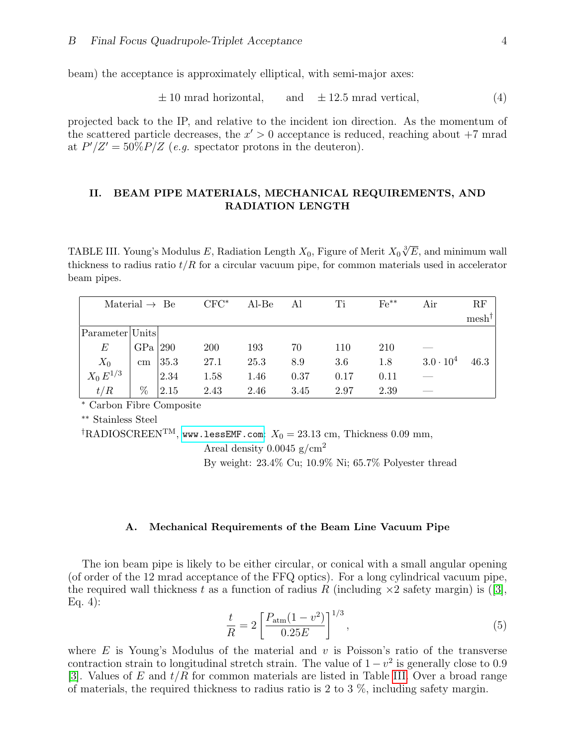beam) the acceptance is approximately elliptical, with semi-major axes:

$$\pm 10 \text{ mrad horizontal}, \qquad \text{and} \quad \pm 12.5 \text{ mrad vertical}, \tag{4}$$

projected back to the IP, and relative to the incident ion direction. As the momentum of the scattered particle decreases, the $x' > 0$ acceptance is reduced, reaching about +7 mrad at $P'/Z' = 50\% P/Z$ (*e.g.* spectator protons in the deuteron).

## II. BEAM PIPE MATERIALS, MECHANICAL REQUIREMENTS, AND RADIATION LENGTH

TABLE III. Young's Modulus $E$, Radiation Length $X_0$, Figure of Merit $X_0 \sqrt[3]{E}$, and minimum wall thickness to radius ratio $t/R$ for a circular vacuum pipe, for common materials used in accelerator beam pipes.

| Material → | | Be | CFC* | Al-Be | Al | Ti | Fe** | Air | RF mesh† |
|---|---|---|---|---|---|---|---|---|---|
| Parameter | Units | | | | | | | | |
| $E$ | GPa | 290 | 200 | 193 | 70 | 110 | 210 | — | |
| $X_0$ | cm | 35.3 | 27.1 | 25.3 | 8.9 | 3.6 | 1.8 | $3.0 \cdot 10^4$ | 46.3 |
| $X_0 E^{1/3}$ | | 2.34 | 1.58 | 1.46 | 0.37 | 0.17 | 0.11 | — | |
| $t/R$ | % | 2.15 | 2.43 | 2.46 | 3.45 | 2.97 | 2.39 | — | |

\* Carbon Fibre Composite

\*\* Stainless Steel

†RADIOSCREEN™, www.lessEMF.com: $X_0 = 23.13$ cm, Thickness 0.09 mm,
Areal density 0.0045 g/cm$^2$
By weight: 23.4% Cu; 10.9% Ni; 65.7% Polyester thread

### A. Mechanical Requirements of the Beam Line Vacuum Pipe

The ion beam pipe is likely to be either circular, or conical with a small angular opening (of order of the 12 mrad acceptance of the FFQ optics). For a long cylindrical vacuum pipe, the required wall thickness $t$ as a function of radius $R$ (including ×2 safety margin) is ([3], Eq. 4):

$$\frac{t}{R} = 2 \left[ \frac{P_{\text{atm}}(1 - v^2)}{0.25E} \right]^{1/3}, \tag{5}$$

where $E$ is Young's Modulus of the material and $v$ is Poisson's ratio of the transverse contraction strain to longitudinal stretch strain. The value of $1 - v^2$ is generally close to 0.9 [3]. Values of $E$ and $t/R$ for common materials are listed in Table III. Over a broad range of materials, the required thickness to radius ratio is 2 to 3 %, including safety margin.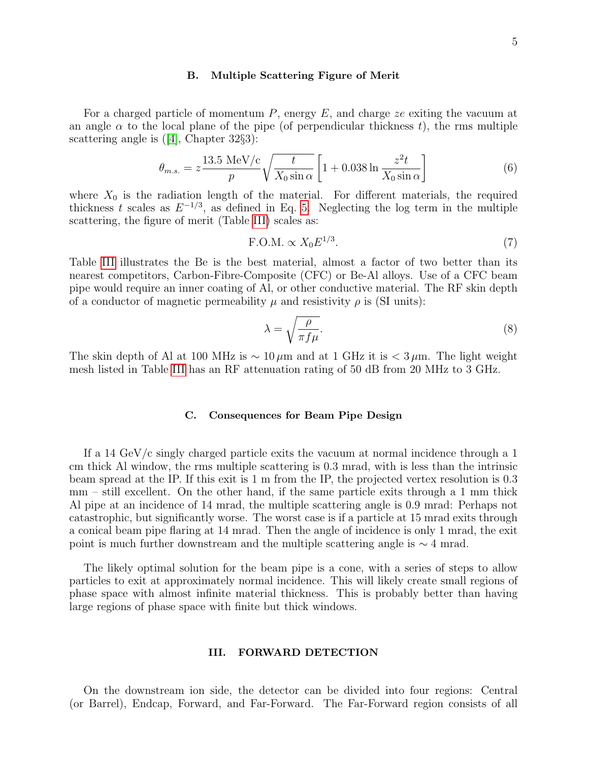### B. Multiple Scattering Figure of Merit

For a charged particle of momentum $P$, energy $E$, and charge $ze$ exiting the vacuum at an angle $\alpha$ to the local plane of the pipe (of perpendicular thickness $t$), the rms multiple scattering angle is ([4], Chapter 32§3):

$$\theta_{m.s.} = z\frac{13.5 \text{ MeV/c}}{p}\sqrt{\frac{t}{X_0 \sin\alpha}}\left[1 + 0.038 \ln\frac{z^2 t}{X_0 \sin\alpha}\right] \tag{6}$$

where $X_0$ is the radiation length of the material. For different materials, the required thickness $t$ scales as $E^{-1/3}$, as defined in Eq. 5. Neglecting the log term in the multiple scattering, the figure of merit (Table III) scales as:

$$\text{F.O.M.} \propto X_0 E^{1/3}. \tag{7}$$

Table III illustrates the Be is the best material, almost a factor of two better than its nearest competitors, Carbon-Fibre-Composite (CFC) or Be-Al alloys. Use of a CFC beam pipe would require an inner coating of Al, or other conductive material. The RF skin depth of a conductor of magnetic permeability $\mu$ and resistivity $\rho$ is (SI units):

$$\lambda = \sqrt{\frac{\rho}{\pi f \mu}}. \tag{8}$$

The skin depth of Al at 100 MHz is $\sim 10\,\mu$m and at 1 GHz it is $< 3\,\mu$m. The light weight mesh listed in Table III has an RF attenuation rating of 50 dB from 20 MHz to 3 GHz.

### C. Consequences for Beam Pipe Design

If a 14 GeV/c singly charged particle exits the vacuum at normal incidence through a 1 cm thick Al window, the rms multiple scattering is 0.3 mrad, with is less than the intrinsic beam spread at the IP. If this exit is 1 m from the IP, the projected vertex resolution is 0.3 mm – still excellent. On the other hand, if the same particle exits through a 1 mm thick Al pipe at an incidence of 14 mrad, the multiple scattering angle is 0.9 mrad: Perhaps not catastrophic, but significantly worse. The worst case is if a particle at 15 mrad exits through a conical beam pipe flaring at 14 mrad. Then the angle of incidence is only 1 mrad, the exit point is much further downstream and the multiple scattering angle is $\sim 4$ mrad.

The likely optimal solution for the beam pipe is a cone, with a series of steps to allow particles to exit at approximately normal incidence. This will likely create small regions of phase space with almost infinite material thickness. This is probably better than having large regions of phase space with finite but thick windows.

## III. FORWARD DETECTION

On the downstream ion side, the detector can be divided into four regions: Central (or Barrel), Endcap, Forward, and Far-Forward. The Far-Forward region consists of all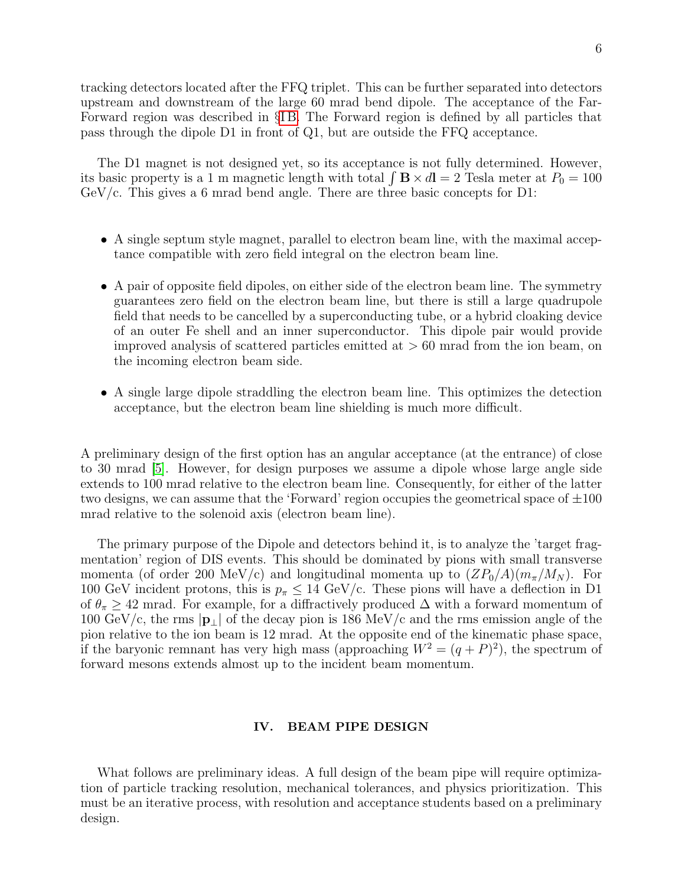tracking detectors located after the FFQ triplet. This can be further separated into detectors upstream and downstream of the large 60 mrad bend dipole. The acceptance of the Far-Forward region was described in §I B. The Forward region is defined by all particles that pass through the dipole D1 in front of Q1, but are outside the FFQ acceptance.

The D1 magnet is not designed yet, so its acceptance is not fully determined. However, its basic property is a 1 m magnetic length with total $\int \mathbf{B} \times d\mathbf{l} = 2$ Tesla meter at $P_0 = 100$ GeV/c. This gives a 6 mrad bend angle. There are three basic concepts for D1:

- A single septum style magnet, parallel to electron beam line, with the maximal acceptance compatible with zero field integral on the electron beam line.
- A pair of opposite field dipoles, on either side of the electron beam line. The symmetry guarantees zero field on the electron beam line, but there is still a large quadrupole field that needs to be cancelled by a superconducting tube, or a hybrid cloaking device of an outer Fe shell and an inner superconductor. This dipole pair would provide improved analysis of scattered particles emitted at $> 60$ mrad from the ion beam, on the incoming electron beam side.
- A single large dipole straddling the electron beam line. This optimizes the detection acceptance, but the electron beam line shielding is much more difficult.

A preliminary design of the first option has an angular acceptance (at the entrance) of close to 30 mrad [5]. However, for design purposes we assume a dipole whose large angle side extends to 100 mrad relative to the electron beam line. Consequently, for either of the latter two designs, we can assume that the 'Forward' region occupies the geometrical space of $\pm 100$ mrad relative to the solenoid axis (electron beam line).

The primary purpose of the Dipole and detectors behind it, is to analyze the 'target fragmentation' region of DIS events. This should be dominated by pions with small transverse momenta (of order 200 MeV/c) and longitudinal momenta up to $(ZP_0/A)(m_\pi/M_N)$. For 100 GeV incident protons, this is $p_\pi \leq 14$ GeV/c. These pions will have a deflection in D1 of $\theta_\pi \geq 42$ mrad. For example, for a diffractively produced $\Delta$ with a forward momentum of 100 GeV/c, the rms $|\mathbf{p}_\perp|$ of the decay pion is 186 MeV/c and the rms emission angle of the pion relative to the ion beam is 12 mrad. At the opposite end of the kinematic phase space, if the baryonic remnant has very high mass (approaching $W^2 = (q + P)^2$), the spectrum of forward mesons extends almost up to the incident beam momentum.

## IV. BEAM PIPE DESIGN

What follows are preliminary ideas. A full design of the beam pipe will require optimization of particle tracking resolution, mechanical tolerances, and physics prioritization. This must be an iterative process, with resolution and acceptance students based on a preliminary design.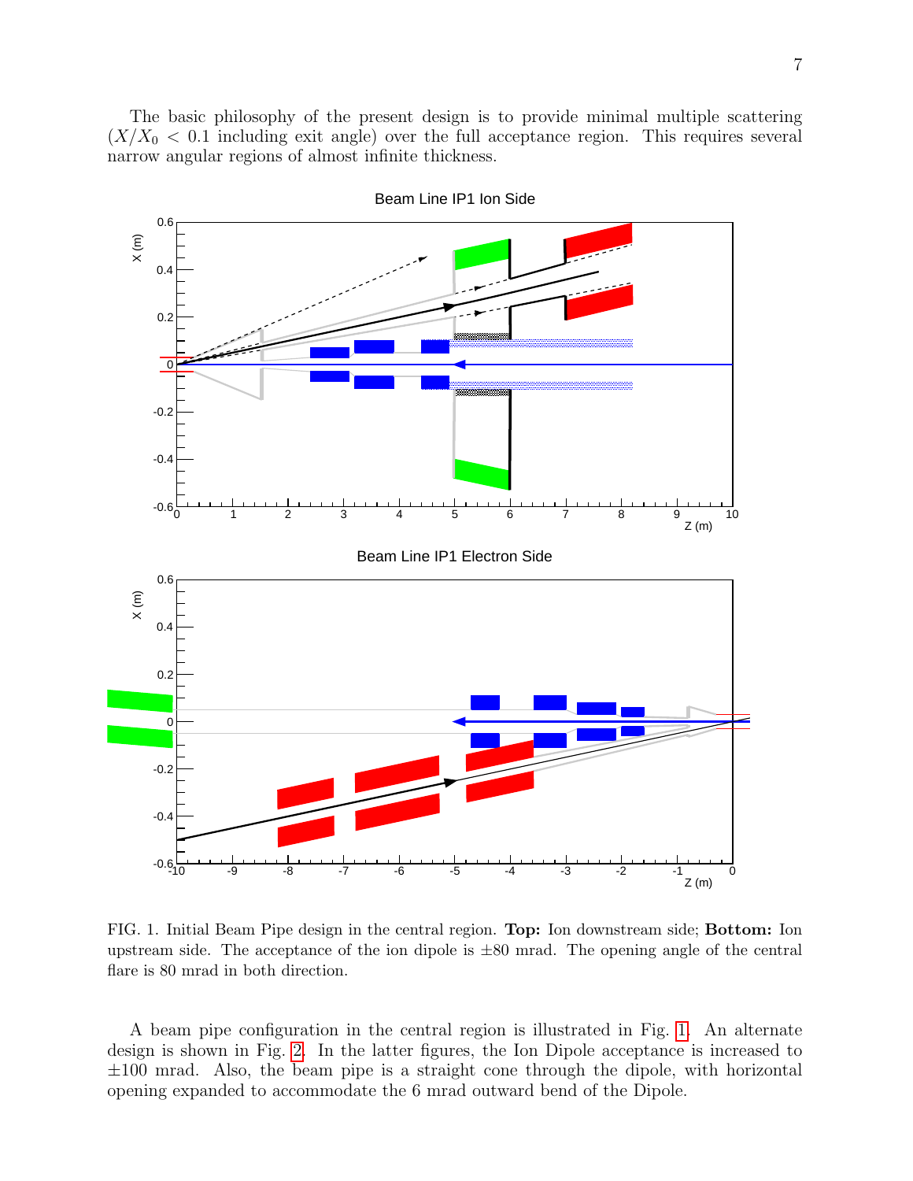The basic philosophy of the present design is to provide minimal multiple scattering ($X/X_0 < 0.1$ including exit angle) over the full acceptance region. This requires several narrow angular regions of almost infinite thickness.

Beam Line IP1 Ion Side

X (m)

Z (m)

Beam Line IP1 Electron Side

X (m)

Z (m)

FIG. 1. Initial Beam Pipe design in the central region. **Top:** Ion downstream side; **Bottom:** Ion upstream side. The acceptance of the ion dipole is ±80 mrad. The opening angle of the central flare is 80 mrad in both direction.

A beam pipe configuration in the central region is illustrated in Fig. 1. An alternate design is shown in Fig. 2. In the latter figures, the Ion Dipole acceptance is increased to ±100 mrad. Also, the beam pipe is a straight cone through the dipole, with horizontal opening expanded to accommodate the 6 mrad outward bend of the Dipole.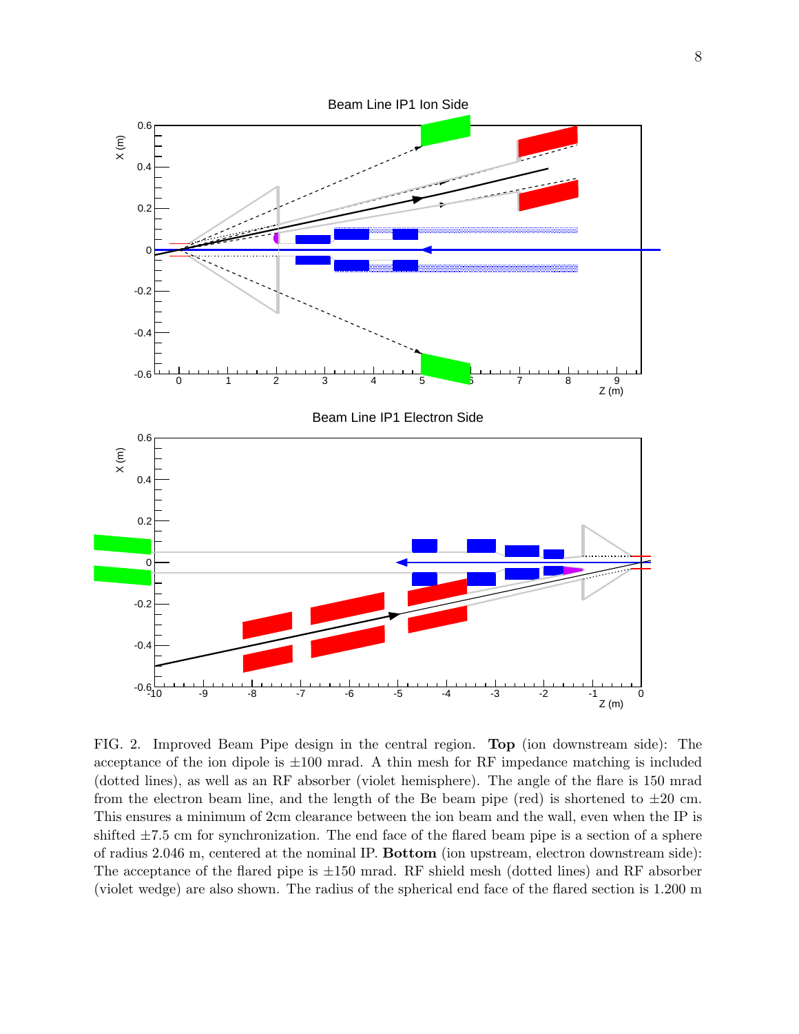Beam Line IP1 Ion Side

X (m)

0.6
0.4
0.2
0
-0.2
-0.4
-0.6

0 1 2 3 4 5 6 7 8 9

Z (m)

Beam Line IP1 Electron Side

X (m)

0.6
0.4
0.2
0
-0.2
-0.4
-0.6

-10 -9 -8 -7 -6 -5 -4 -3 -2 -1 0

Z (m)

FIG. 2. Improved Beam Pipe design in the central region. **Top** (ion downstream side): The acceptance of the ion dipole is $\pm100$ mrad. A thin mesh for RF impedance matching is included (dotted lines), as well as an RF absorber (violet hemisphere). The angle of the flare is 150 mrad from the electron beam line, and the length of the Be beam pipe (red) is shortened to $\pm20$ cm. This ensures a minimum of 2cm clearance between the ion beam and the wall, even when the IP is shifted $\pm7.5$ cm for synchronization. The end face of the flared beam pipe is a section of a sphere of radius 2.046 m, centered at the nominal IP. **Bottom** (ion upstream, electron downstream side): The acceptance of the flared pipe is $\pm150$ mrad. RF shield mesh (dotted lines) and RF absorber (violet wedge) are also shown. The radius of the spherical end face of the flared section is 1.200 m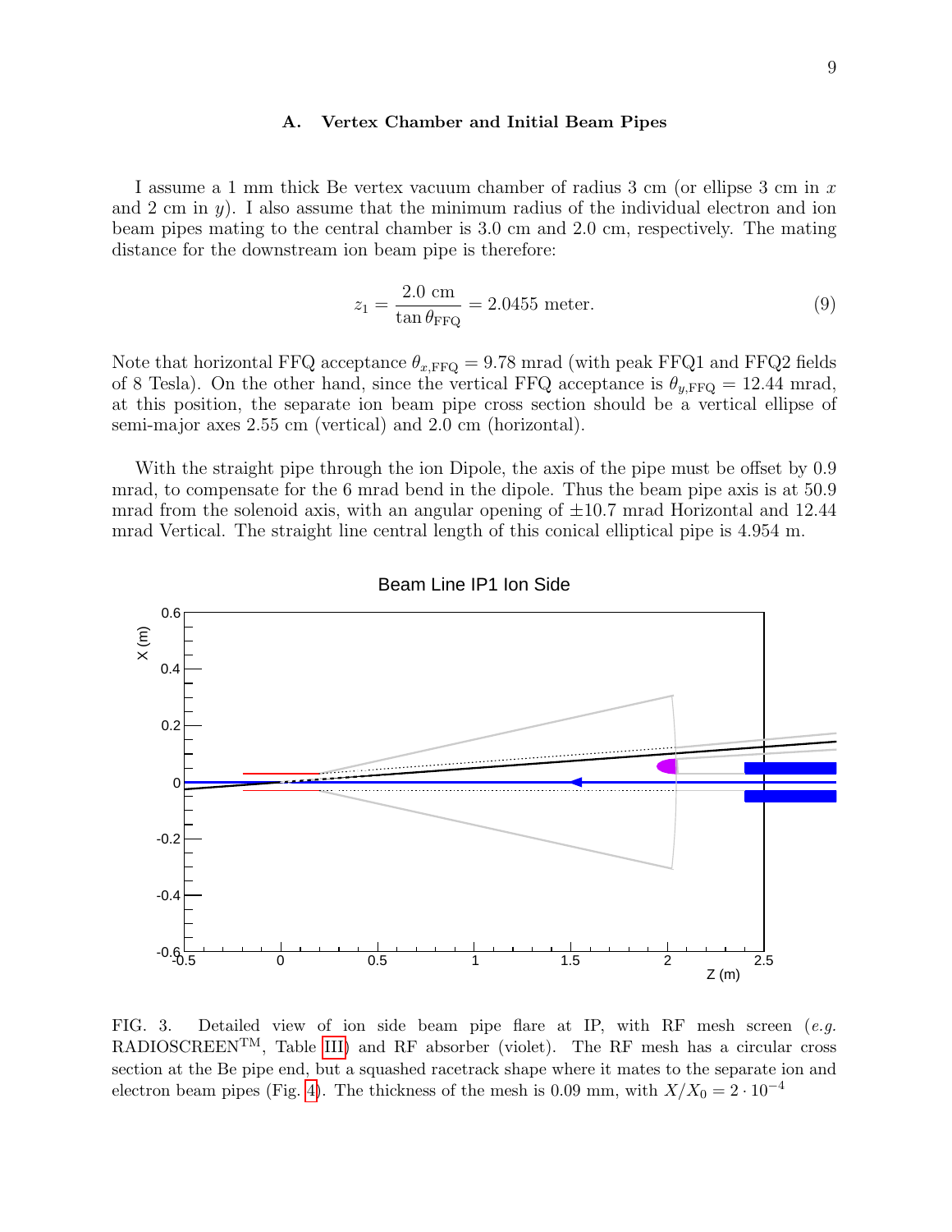### A. Vertex Chamber and Initial Beam Pipes

I assume a 1 mm thick Be vertex vacuum chamber of radius 3 cm (or ellipse 3 cm in $x$ and 2 cm in $y$). I also assume that the minimum radius of the individual electron and ion beam pipes mating to the central chamber is 3.0 cm and 2.0 cm, respectively. The mating distance for the downstream ion beam pipe is therefore:

$$z_1 = \frac{2.0 \text{ cm}}{\tan \theta_{\text{FFQ}}} = 2.0455 \text{ meter.} \tag{9}$$

Note that horizontal FFQ acceptance $\theta_{x,\text{FFQ}} = 9.78$ mrad (with peak FFQ1 and FFQ2 fields of 8 Tesla). On the other hand, since the vertical FFQ acceptance is $\theta_{y,\text{FFQ}} = 12.44$ mrad, at this position, the separate ion beam pipe cross section should be a vertical ellipse of semi-major axes 2.55 cm (vertical) and 2.0 cm (horizontal).

With the straight pipe through the ion Dipole, the axis of the pipe must be offset by 0.9 mrad, to compensate for the 6 mrad bend in the dipole. Thus the beam pipe axis is at 50.9 mrad from the solenoid axis, with an angular opening of $\pm 10.7$ mrad Horizontal and 12.44 mrad Vertical. The straight line central length of this conical elliptical pipe is 4.954 m.

Beam Line IP1 Ion Side

X (m)

0.6
0.4
0.2
0
-0.2
-0.4
-0.6

-0.5 0 0.5 1 1.5 2 2.5

Z (m)

FIG. 3. Detailed view of ion side beam pipe flare at IP, with RF mesh screen (*e.g.* RADIOSCREEN$^{\text{TM}}$, Table III) and RF absorber (violet). The RF mesh has a circular cross section at the Be pipe end, but a squashed racetrack shape where it mates to the separate ion and electron beam pipes (Fig. 4). The thickness of the mesh is 0.09 mm, with $X/X_0 = 2 \cdot 10^{-4}$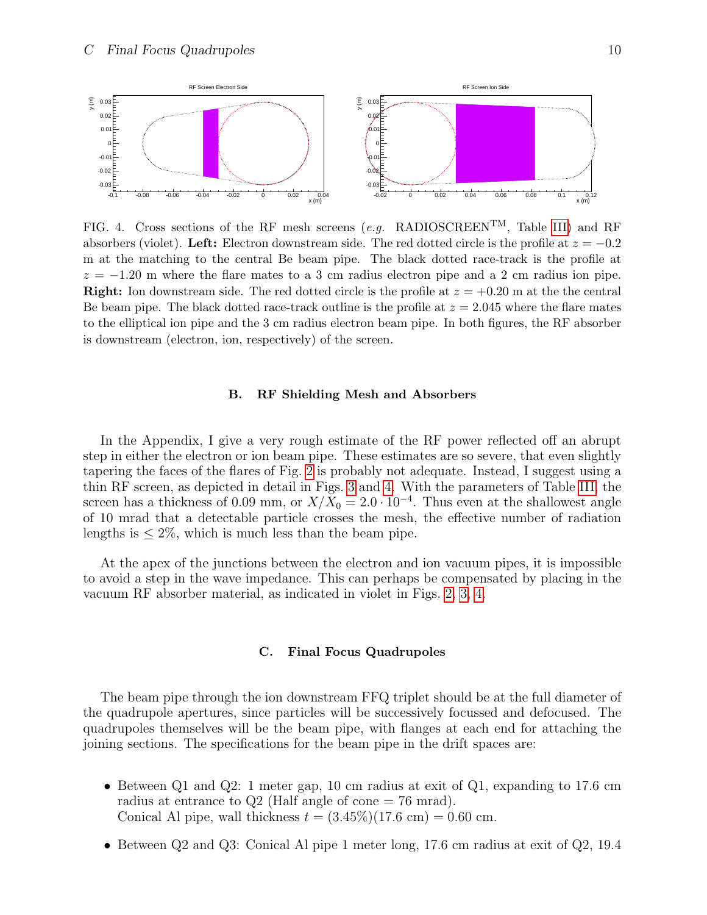RF Screen Electron Side

y (m)

0.03
0.02
0.01
0
-0.01
-0.02
-0.03

-0.1 -0.08 -0.06 -0.04 -0.02 0 0.02 0.04

x (m)

RF Screen Ion Side

y (m)

0.03
0.02
0.01
0
-0.01
-0.02
-0.03

-0.02 0 0.02 0.04 0.06 0.08 0.1 0.12

x (m)

FIG. 4. Cross sections of the RF mesh screens (*e.g.* RADIOSCREEN™, Table III) and RF absorbers (violet). **Left:** Electron downstream side. The red dotted circle is the profile at $z = -0.2$ m at the matching to the central Be beam pipe. The black dotted race-track is the profile at $z = -1.20$ m where the flare mates to a 3 cm radius electron pipe and a 2 cm radius ion pipe. **Right:** Ion downstream side. The red dotted circle is the profile at $z = +0.20$ m at the the central Be beam pipe. The black dotted race-track outline is the profile at $z = 2.045$ where the flare mates to the elliptical ion pipe and the 3 cm radius electron beam pipe. In both figures, the RF absorber is downstream (electron, ion, respectively) of the screen.

### B. RF Shielding Mesh and Absorbers

In the Appendix, I give a very rough estimate of the RF power reflected off an abrupt step in either the electron or ion beam pipe. These estimates are so severe, that even slightly tapering the faces of the flares of Fig. 2 is probably not adequate. Instead, I suggest using a thin RF screen, as depicted in detail in Figs. 3 and 4. With the parameters of Table III, the screen has a thickness of 0.09 mm, or $X/X_0 = 2.0 \cdot 10^{-4}$. Thus even at the shallowest angle of 10 mrad that a detectable particle crosses the mesh, the effective number of radiation lengths is $\leq 2\%$, which is much less than the beam pipe.

At the apex of the junctions between the electron and ion vacuum pipes, it is impossible to avoid a step in the wave impedance. This can perhaps be compensated by placing in the vacuum RF absorber material, as indicated in violet in Figs. 2, 3, 4.

### C. Final Focus Quadrupoles

The beam pipe through the ion downstream FFQ triplet should be at the full diameter of the quadrupole apertures, since particles will be successively focussed and defocused. The quadrupoles themselves will be the beam pipe, with flanges at each end for attaching the joining sections. The specifications for the beam pipe in the drift spaces are:

- Between Q1 and Q2: 1 meter gap, 10 cm radius at exit of Q1, expanding to 17.6 cm radius at entrance to Q2 (Half angle of cone = 76 mrad).
  Conical Al pipe, wall thickness $t = (3.45\%)(17.6 \text{ cm}) = 0.60$ cm.
- Between Q2 and Q3: Conical Al pipe 1 meter long, 17.6 cm radius at exit of Q2, 19.4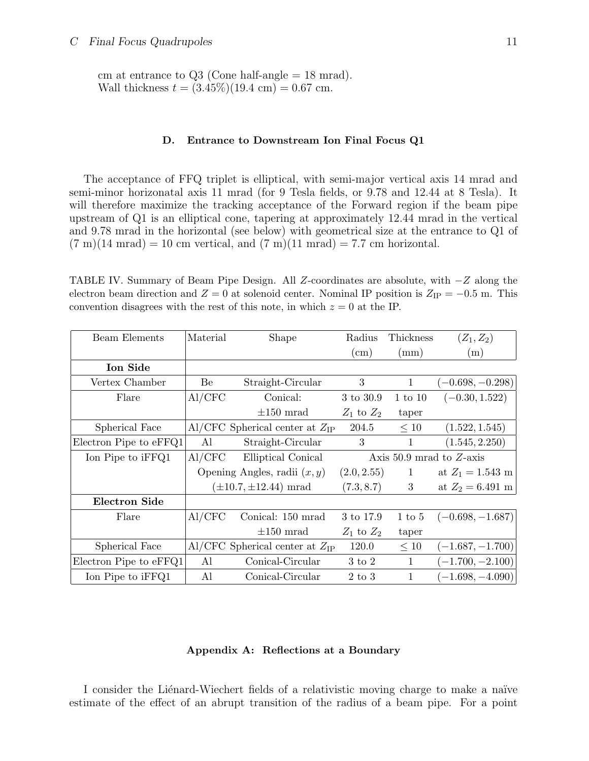cm at entrance to Q3 (Cone half-angle = 18 mrad).
Wall thickness $t = (3.45\%)(19.4\text{ cm}) = 0.67$ cm.

### D. Entrance to Downstream Ion Final Focus Q1

The acceptance of FFQ triplet is elliptical, with semi-major vertical axis 14 mrad and semi-minor horizonatal axis 11 mrad (for 9 Tesla fields, or 9.78 and 12.44 at 8 Tesla). It will therefore maximize the tracking acceptance of the Forward region if the beam pipe upstream of Q1 is an elliptical cone, tapering at approximately 12.44 mrad in the vertical and 9.78 mrad in the horizontal (see below) with geometrical size at the entrance to Q1 of $(7\text{ m})(14\text{ mrad}) = 10$ cm vertical, and $(7\text{ m})(11\text{ mrad}) = 7.7$ cm horizontal.

TABLE IV. Summary of Beam Pipe Design. All $Z$-coordinates are absolute, with $-Z$ along the electron beam direction and $Z = 0$ at solenoid center. Nominal IP position is $Z_{\text{IP}} = -0.5$ m. This convention disagrees with the rest of this note, in which $z = 0$ at the IP.

| Beam Elements | Material | Shape | Radius (cm) | Thickness (mm) | $(Z_1, Z_2)$ (m) |
|---|---|---|---|---|---|
| **Ion Side** | | | | | |
| Vertex Chamber | Be | Straight-Circular | 3 | 1 | $(-0.698, -0.298)$ |
| Flare | Al/CFC | Conical: $\pm 150$ mrad | 3 to 30.9 $Z_1$ to $Z_2$ | 1 to 10 taper | $(-0.30, 1.522)$ |
| Spherical Face | Al/CFC | Spherical center at $Z_{\text{IP}}$ | 204.5 | $\leq 10$ | $(1.522, 1.545)$ |
| Electron Pipe to eFFQ1 | Al | Straight-Circular | 3 | 1 | $(1.545, 2.250)$ |
| Ion Pipe to iFFQ1 | Al/CFC | Elliptical Conical | Axis 50.9 mrad to $Z$-axis | | |
| | | Opening Angles, radii $(x, y)$ | $(2.0, 2.55)$ | 1 | at $Z_1 = 1.543$ m |
| | | $(\pm 10.7, \pm 12.44)$ mrad | $(7.3, 8.7)$ | 3 | at $Z_2 = 6.491$ m |
| **Electron Side** | | | | | |
| Flare | Al/CFC | Conical: 150 mrad $\pm 150$ mrad | 3 to 17.9 $Z_1$ to $Z_2$ | 1 to 5 taper | $(-0.698, -1.687)$ |
| Spherical Face | Al/CFC | Spherical center at $Z_{\text{IP}}$ | 120.0 | $\leq 10$ | $(-1.687, -1.700)$ |
| Electron Pipe to eFFQ1 | Al | Conical-Circular | 3 to 2 | 1 | $(-1.700, -2.100)$ |
| Ion Pipe to iFFQ1 | Al | Conical-Circular | 2 to 3 | 1 | $(-1.698, -4.090)$ |

## Appendix A: Reflections at a Boundary

I consider the Liénard-Wiechert fields of a relativistic moving charge to make a naïve estimate of the effect of an abrupt transition of the radius of a beam pipe. For a point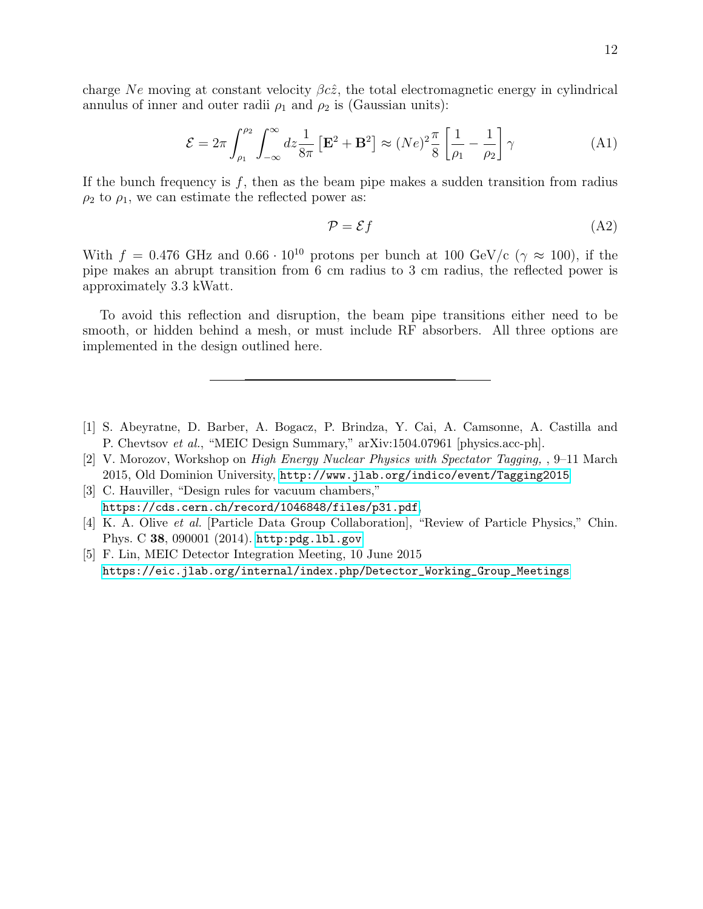charge $Ne$ moving at constant velocity $\beta c\hat{z}$, the total electromagnetic energy in cylindrical annulus of inner and outer radii $\rho_1$ and $\rho_2$ is (Gaussian units):

$$\mathcal{E} = 2\pi \int_{\rho_1}^{\rho_2} \int_{-\infty}^{\infty} dz \frac{1}{8\pi} \left[ \mathbf{E}^2 + \mathbf{B}^2 \right] \approx (Ne)^2 \frac{\pi}{8} \left[ \frac{1}{\rho_1} - \frac{1}{\rho_2} \right] \gamma \tag{A1}$$

If the bunch frequency is $f$, then as the beam pipe makes a sudden transition from radius $\rho_2$ to $\rho_1$, we can estimate the reflected power as:

$$\mathcal{P} = \mathcal{E} f \tag{A2}$$

With $f = 0.476$ GHz and $0.66 \cdot 10^{10}$ protons per bunch at 100 GeV/c ($\gamma \approx 100$), if the pipe makes an abrupt transition from 6 cm radius to 3 cm radius, the reflected power is approximately 3.3 kWatt.

To avoid this reflection and disruption, the beam pipe transitions either need to be smooth, or hidden behind a mesh, or must include RF absorbers. All three options are implemented in the design outlined here.

---

[1] S. Abeyratne, D. Barber, A. Bogacz, P. Brindza, Y. Cai, A. Camsonne, A. Castilla and P. Chevtsov *et al.*, "MEIC Design Summary," arXiv:1504.07961 [physics.acc-ph].

[2] V. Morozov, Workshop on *High Energy Nuclear Physics with Spectator Tagging,* , 9–11 March 2015, Old Dominion University, http://www.jlab.org/indico/event/Tagging2015

[3] C. Hauviller, "Design rules for vacuum chambers," https://cds.cern.ch/record/1046848/files/p31.pdf.

[4] K. A. Olive *et al.* [Particle Data Group Collaboration], "Review of Particle Physics," Chin. Phys. C **38**, 090001 (2014). http:pdg.lbl.gov

[5] F. Lin, MEIC Detector Integration Meeting, 10 June 2015 https://eic.jlab.org/internal/index.php/Detector_Working_Group_Meetings